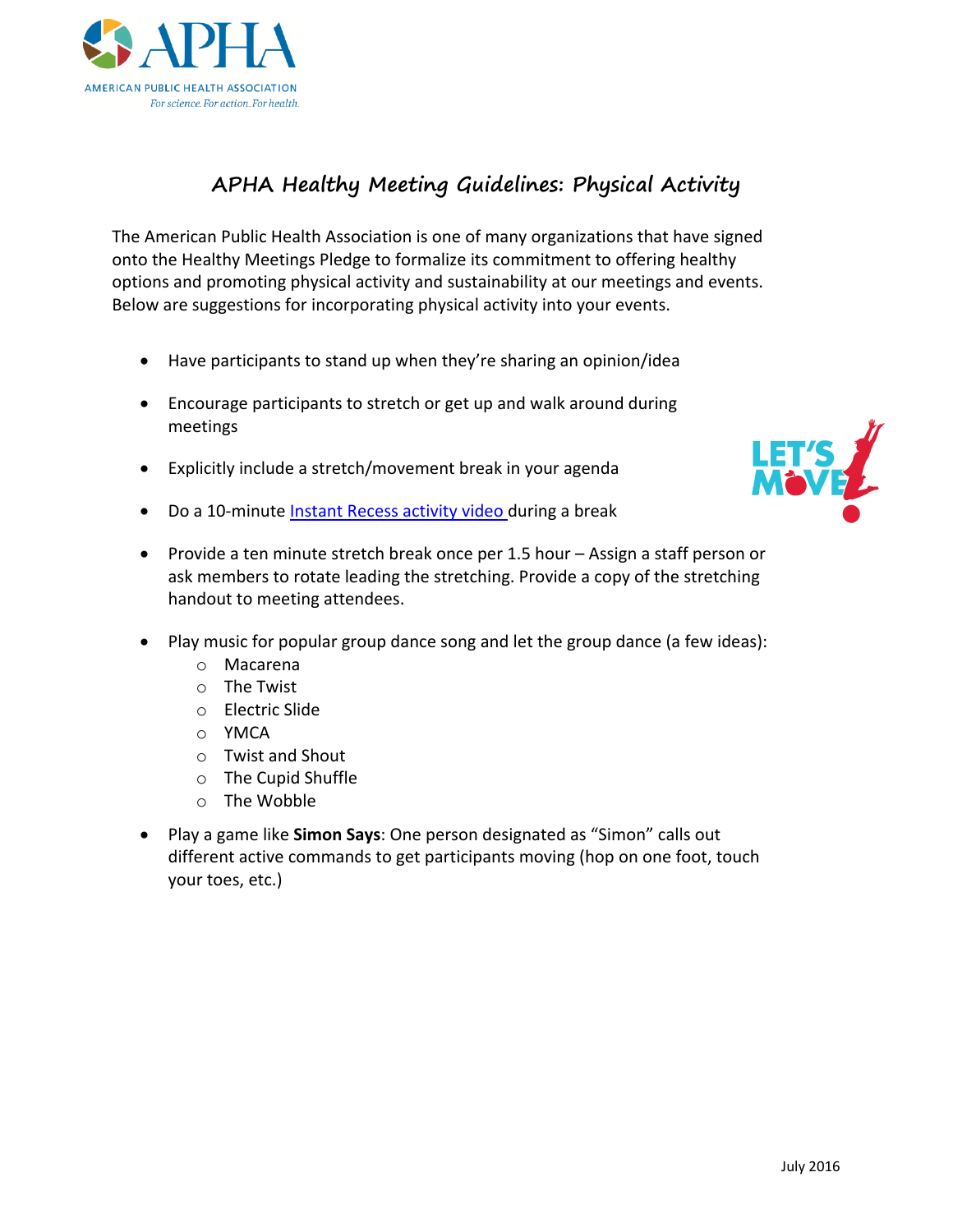# APHA Healthy Meeting Guidelines: Physical Activity

The American Public Health Association is one of many organizations that have signed onto the Healthy Meetings Pledge to formalize its commitment to offering healthy options and promoting physical activity and sustainability at our meetings and events. Below are suggestions for incorporating physical activity into your events.

- Have participants to stand up when they're sharing an opinion/idea
- Encourage participants to stretch or get up and walk around during meetings
- Explicitly include a stretch/movement break in your agenda
- Do a 10-minute Instant Recess activity video during a break
- Provide a ten minute stretch break once per 1.5 hour – Assign a staff person or ask members to rotate leading the stretching. Provide a copy of the stretching handout to meeting attendees.
- Play music for popular group dance song and let the group dance (a few ideas):
  - Macarena
  - The Twist
  - Electric Slide
  - YMCA
  - Twist and Shout
  - The Cupid Shuffle
  - The Wobble
- Play a game like **Simon Says**: One person designated as "Simon" calls out different active commands to get participants moving (hop on one foot, touch your toes, etc.)

July 2016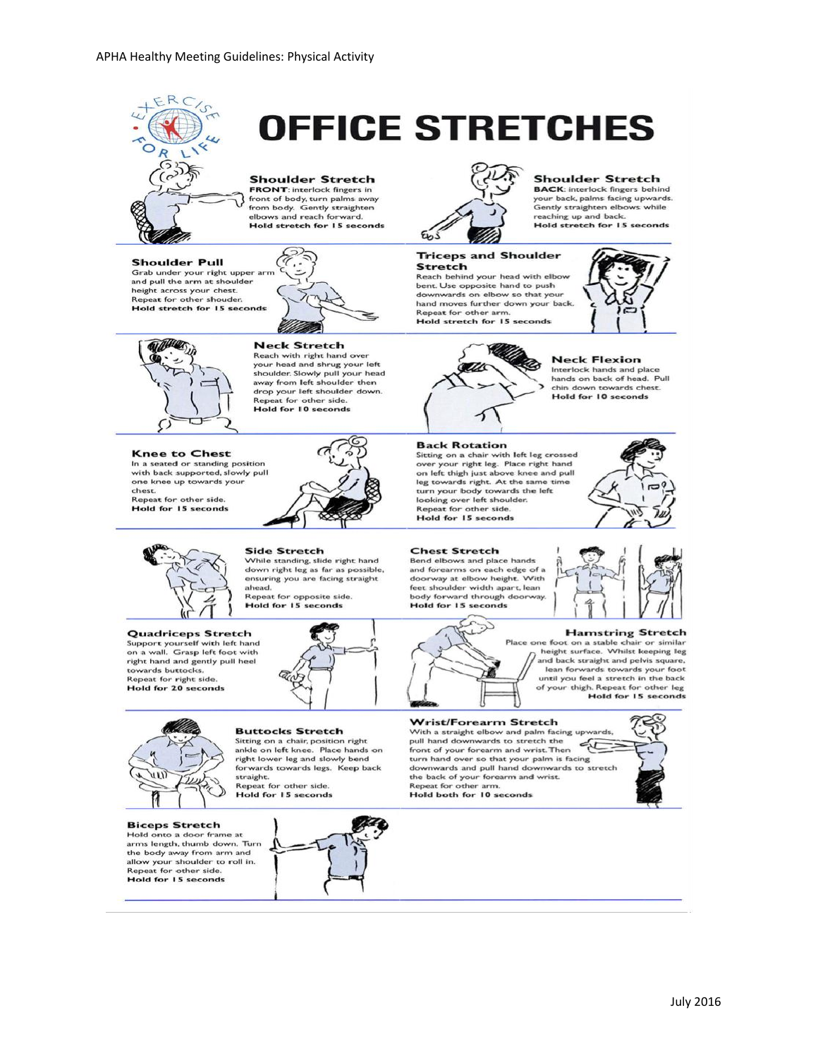# OFFICE STRETCHES

### Shoulder Stretch

**FRONT**: interlock fingers in front of body, turn palms away from body. Gently straighten elbows and reach forward.
**Hold stretch for 15 seconds**

### Shoulder Stretch

**BACK**: interlock fingers behind your back, palms facing upwards. Gently straighten elbows while reaching up and back.
**Hold stretch for 15 seconds**

### Shoulder Pull

Grab under your right upper arm and pull the arm at shoulder height across your chest.
Repeat for other shouder.
**Hold stretch for 15 seconds**

### Triceps and Shoulder Stretch

Reach behind your head with elbow bent. Use opposite hand to push downwards on elbow so that your hand moves further down your back.
Repeat for other arm.
**Hold stretch for 15 seconds**

### Neck Stretch

Reach with right hand over your head and shrug your left shoulder. Slowly pull your head away from left shoulder then drop your left shoulder down.
Repeat for other side.
**Hold for 10 seconds**

### Neck Flexion

Interlock hands and place hands on back of head. Pull chin down towards chest.
**Hold for 10 seconds**

### Knee to Chest

In a seated or standing position with back supported, slowly pull one knee up towards your chest.
Repeat for other side.
**Hold for 15 seconds**

### Back Rotation

Sitting on a chair with left leg crossed over your right leg. Place right hand on left thigh just above knee and pull leg towards right. At the same time turn your body towards the left looking over left shoulder.
Repeat for other side.
**Hold for 15 seconds**

### Side Stretch

While standing, slide right hand down right leg as far as possible, ensuring you are facing straight ahead.
Repeat for opposite side.
**Hold for 15 seconds**

### Chest Stretch

Bend elbows and place hands and forearms on each edge of a doorway at elbow height. With feet shoulder width apart, lean body forward through doorway.
**Hold for 15 seconds**

### Quadriceps Stretch

Support yourself with left hand on a wall. Grasp left foot with right hand and gently pull heel towards buttocks.
Repeat for right side.
**Hold for 20 seconds**

### Hamstring Stretch

Place one foot on a stable chair or similar height surface. Whilst keeping leg and back straight and pelvis square, lean forwards towards your foot until you feel a stretch in the back of your thigh. Repeat for other leg
**Hold for 15 seconds**

### Buttocks Stretch

Sitting on a chair, position right ankle on left knee. Place hands on right lower leg and slowly bend forwards towards legs. Keep back straight.
Repeat for other side.
**Hold for 15 seconds**

### Wrist/Forearm Stretch

With a straight elbow and palm facing upwards, pull hand downwards to stretch the front of your forearm and wrist. Then turn hand over so that your palm is facing downwards and pull hand downwards to stretch the back of your forearm and wrist.
Repeat for other arm.
**Hold both for 10 seconds**

### Biceps Stretch

Hold onto a door frame at arms length, thumb down. Turn the body away from arm and allow your shoulder to roll in.
Repeat for other side.
**Hold for 15 seconds**